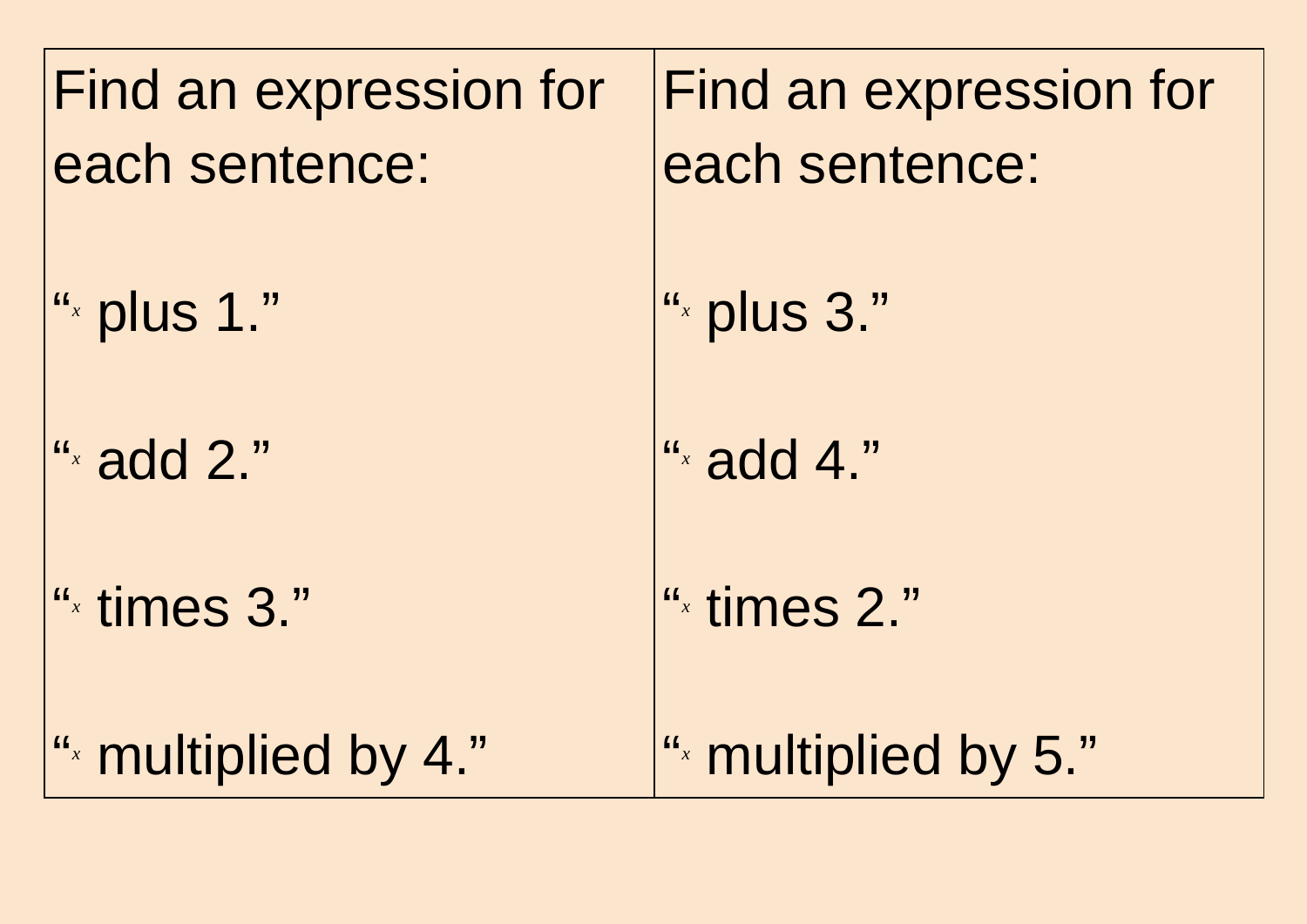| Find an expression for each sentence: | Find an expression for each sentence: |
|---|---|
| "$x$ plus 1." | "$x$ plus 3." |
| "$x$ add 2." | "$x$ add 4." |
| "$x$ times 3." | "$x$ times 2." |
| "$x$ multiplied by 4." | "$x$ multiplied by 5." |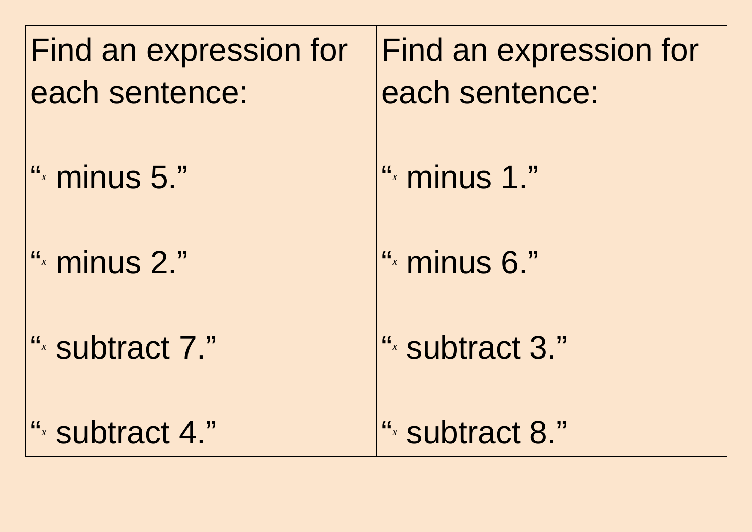| Find an expression for each sentence: | Find an expression for each sentence: |
| --- | --- |
| "$x$ minus 5." | "$x$ minus 1." |
| "$x$ minus 2." | "$x$ minus 6." |
| "$x$ subtract 7." | "$x$ subtract 3." |
| "$x$ subtract 4." | "$x$ subtract 8." |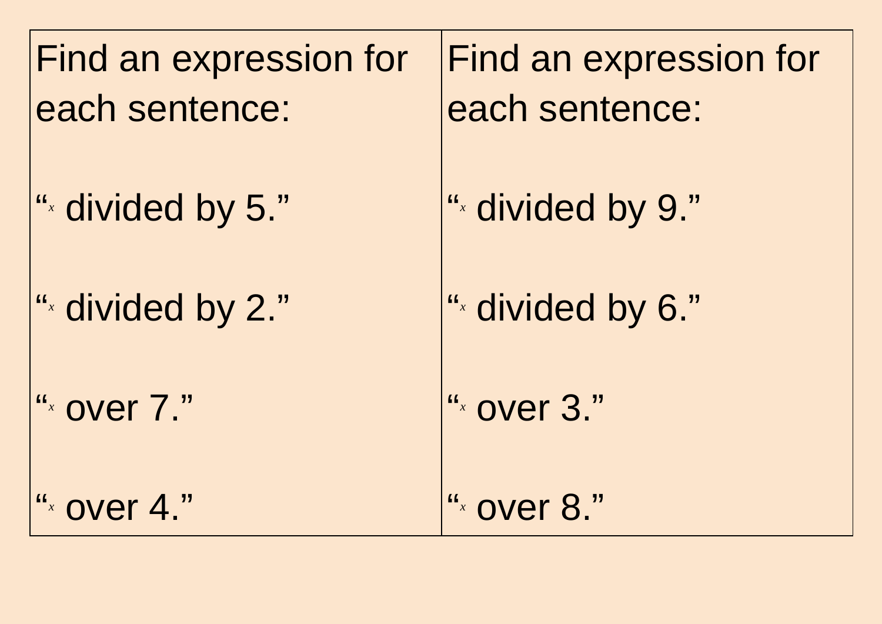| Find an expression for each sentence: | Find an expression for each sentence: |
| --- | --- |
| "$x$ divided by 5." | "$x$ divided by 9." |
| "$x$ divided by 2." | "$x$ divided by 6." |
| "$x$ over 7." | "$x$ over 3." |
| "$x$ over 4." | "$x$ over 8." |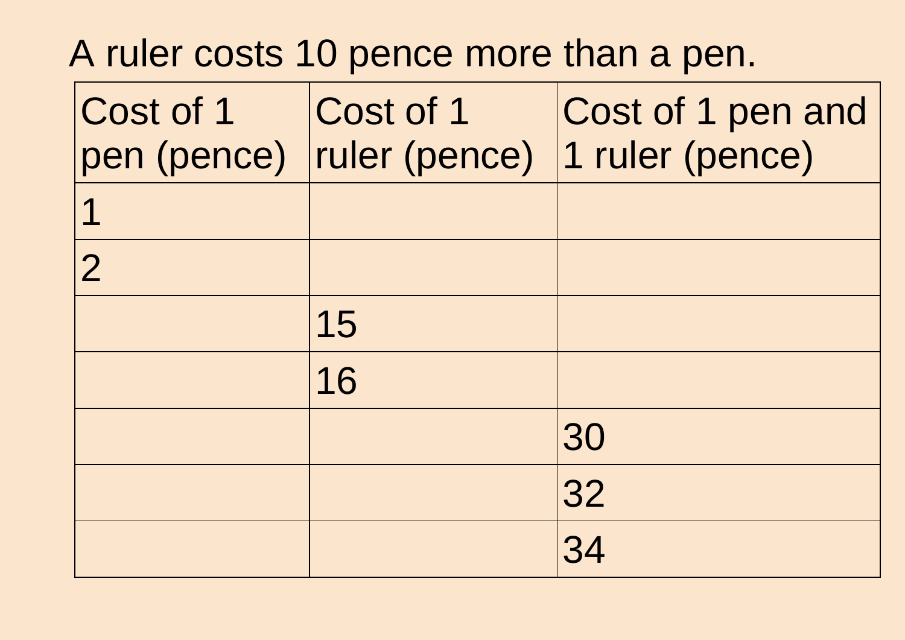A ruler costs 10 pence more than a pen.

| Cost of 1 pen (pence) | Cost of 1 ruler (pence) | Cost of 1 pen and 1 ruler (pence) |
|---|---|---|
| 1 | | |
| 2 | | |
| | 15 | |
| | 16 | |
| | | 30 |
| | | 32 |
| | | 34 |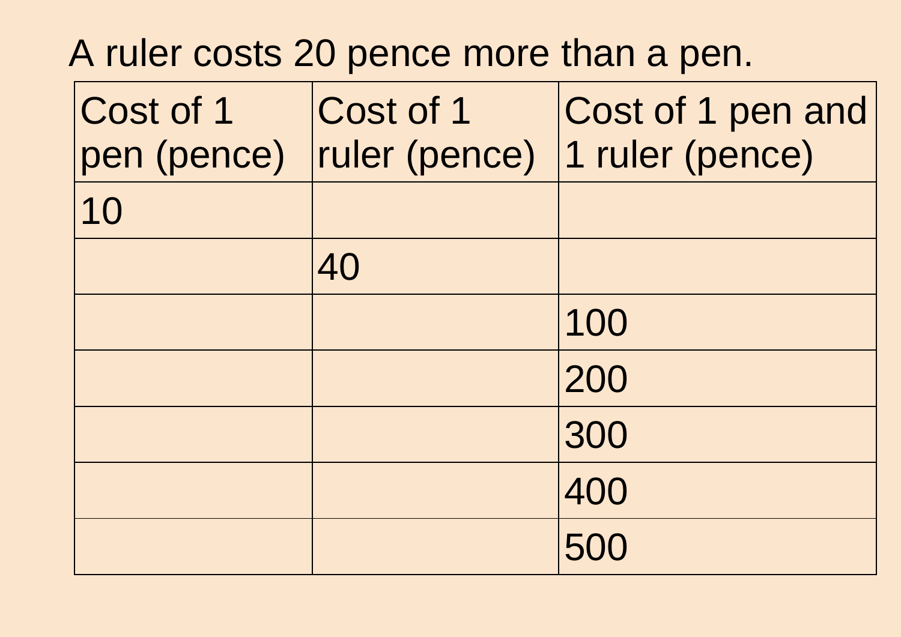A ruler costs 20 pence more than a pen.

| Cost of 1 pen (pence) | Cost of 1 ruler (pence) | Cost of 1 pen and 1 ruler (pence) |
|---|---|---|
| 10 | | |
| | 40 | |
| | | 100 |
| | | 200 |
| | | 300 |
| | | 400 |
| | | 500 |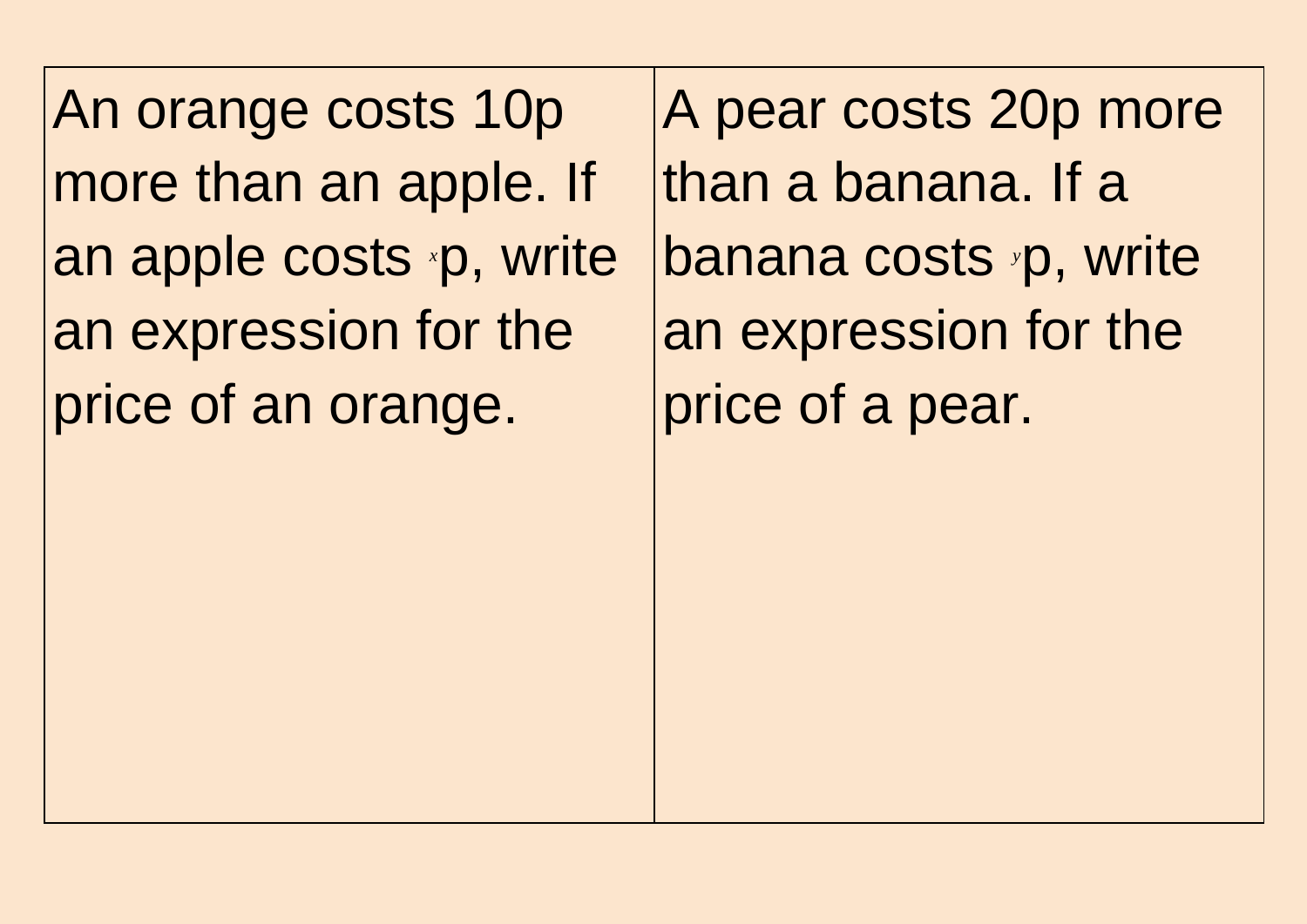| | |
|---|---|
| An orange costs 10p more than an apple. If an apple costs $x$p, write an expression for the price of an orange. | A pear costs 20p more than a banana. If a banana costs $y$p, write an expression for the price of a pear. |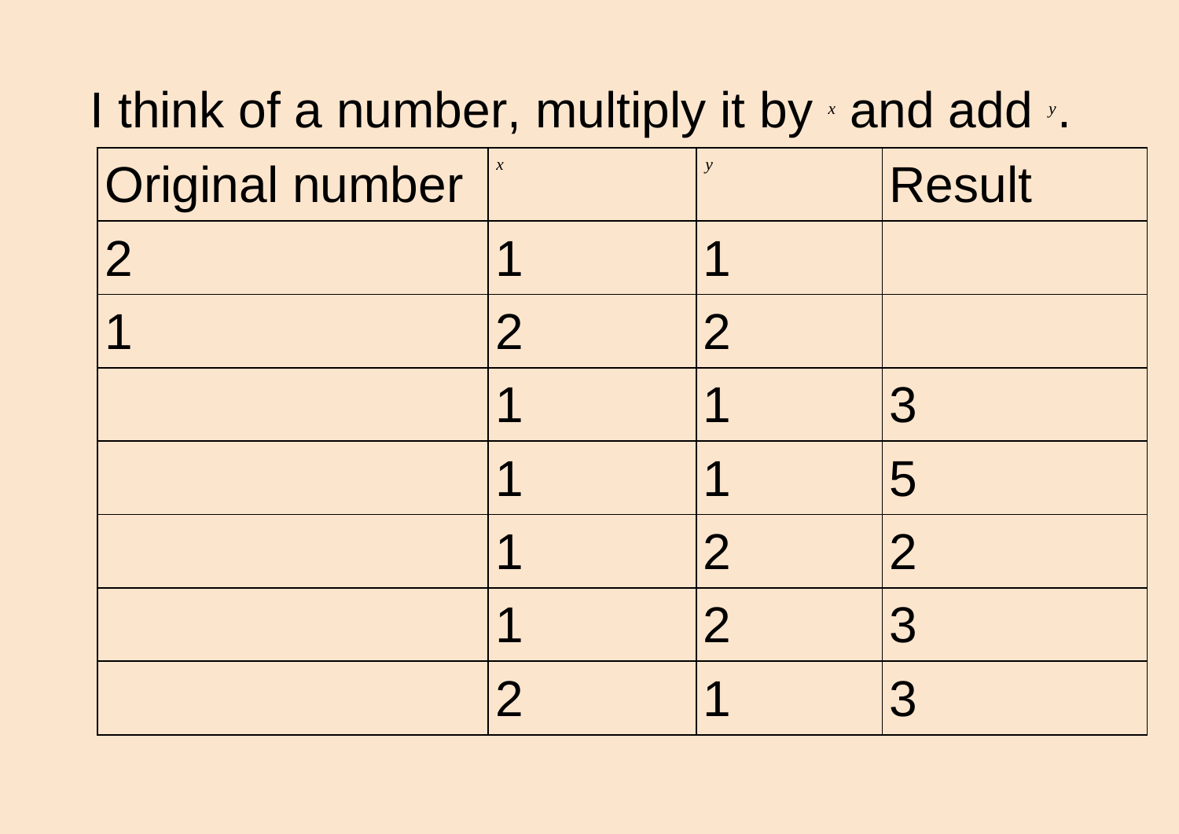I think of a number, multiply it by $x$ and add $y$.

| Original number | $x$ | $y$ | Result |
|---|---|---|---|
| 2 | 1 | 1 | |
| 1 | 2 | 2 | |
| | 1 | 1 | 3 |
| | 1 | 1 | 5 |
| | 1 | 2 | 2 |
| | 1 | 2 | 3 |
| | 2 | 1 | 3 |